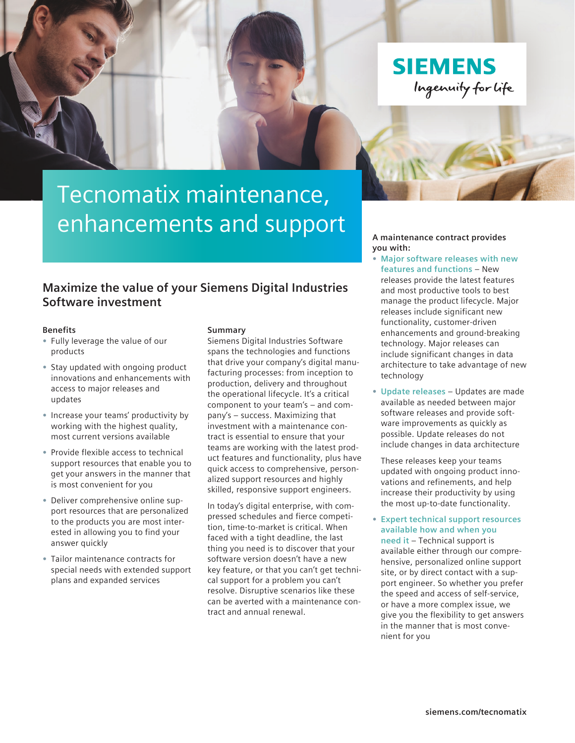SIEMENS

Ingenuity for life

# Tecnomatix maintenance, enhancements and support

## Maximize the value of your Siemens Digital Industries Software investment

### Benefits

- Fully leverage the value of our products
- Stay updated with ongoing product innovations and enhancements with access to major releases and updates
- Increase your teams' productivity by working with the highest quality, most current versions available
- Provide flexible access to technical support resources that enable you to get your answers in the manner that is most convenient for you
- Deliver comprehensive online support resources that are personalized to the products you are most interested in allowing you to find your answer quickly
- Tailor maintenance contracts for special needs with extended support plans and expanded services

### Summary

Siemens Digital Industries Software spans the technologies and functions that drive your company's digital manufacturing processes: from inception to production, delivery and throughout the operational lifecycle. It's a critical component to your team's – and company's – success. Maximizing that investment with a maintenance contract is essential to ensure that your teams are working with the latest product features and functionality, plus have quick access to comprehensive, personalized support resources and highly skilled, responsive support engineers.

In today's digital enterprise, with compressed schedules and fierce competition, time-to-market is critical. When faced with a tight deadline, the last thing you need is to discover that your software version doesn't have a new key feature, or that you can't get technical support for a problem you can't resolve. Disruptive scenarios like these can be averted with a maintenance contract and annual renewal.

**A maintenance contract provides you with:**

- **Major software releases with new features and functions** – New releases provide the latest features and most productive tools to best manage the product lifecycle. Major releases include significant new functionality, customer-driven enhancements and ground-breaking technology. Major releases can include significant changes in data architecture to take advantage of new technology
- **Update releases** – Updates are made available as needed between major software releases and provide software improvements as quickly as possible. Update releases do not include changes in data architecture

  These releases keep your teams updated with ongoing product innovations and refinements, and help increase their productivity by using the most up-to-date functionality.
- **Expert technical support resources available how and when you need it** – Technical support is available either through our comprehensive, personalized online support site, or by direct contact with a support engineer. So whether you prefer the speed and access of self-service, or have a more complex issue, we give you the flexibility to get answers in the manner that is most convenient for you

siemens.com/tecnomatix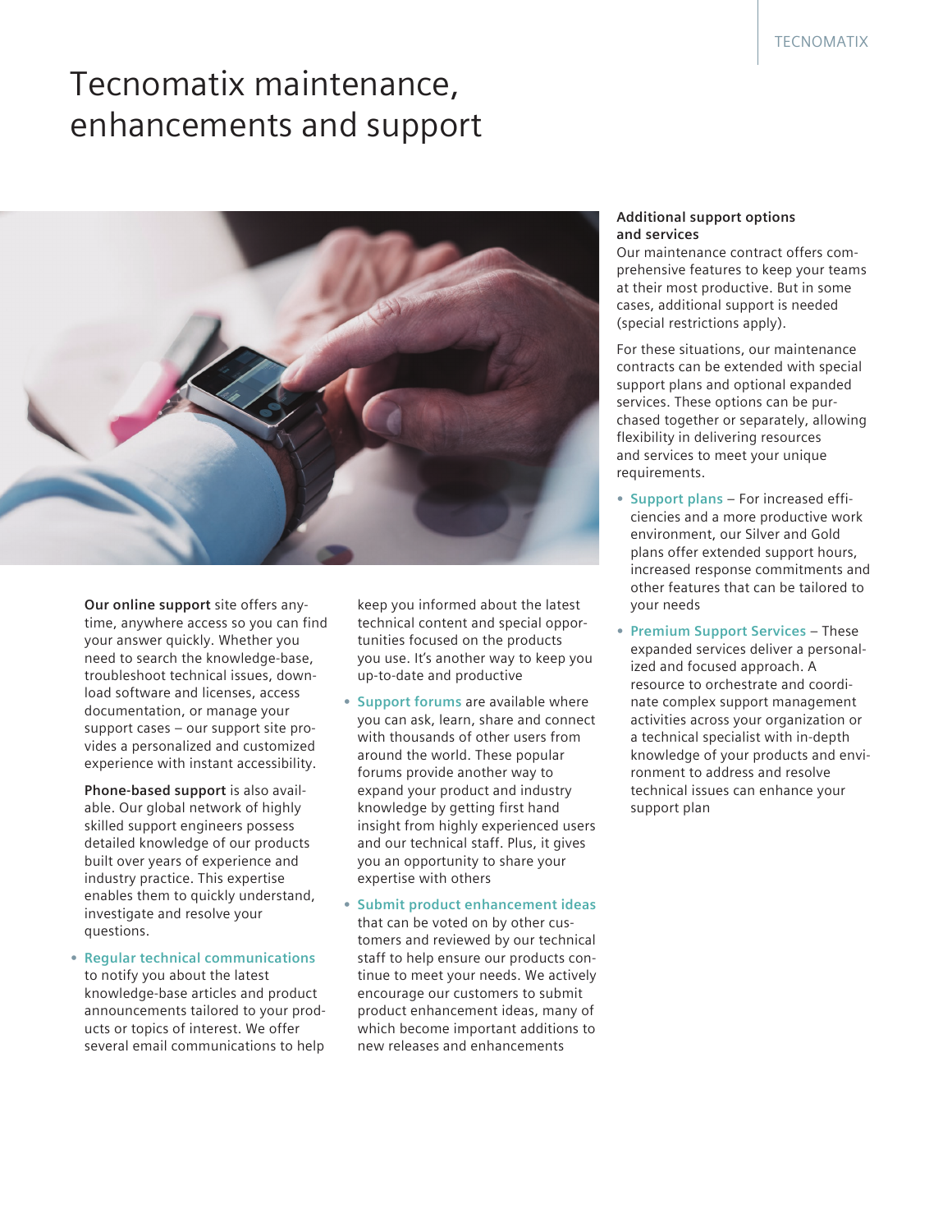# Tecnomatix maintenance, enhancements and support

**Our online support** site offers anytime, anywhere access so you can find your answer quickly. Whether you need to search the knowledge-base, troubleshoot technical issues, download software and licenses, access documentation, or manage your support cases – our support site provides a personalized and customized experience with instant accessibility.

**Phone-based support** is also available. Our global network of highly skilled support engineers possess detailed knowledge of our products built over years of experience and industry practice. This expertise enables them to quickly understand, investigate and resolve your questions.

- **Regular technical communications** to notify you about the latest knowledge-base articles and product announcements tailored to your products or topics of interest. We offer several email communications to help keep you informed about the latest technical content and special opportunities focused on the products you use. It's another way to keep you up-to-date and productive
- **Support forums** are available where you can ask, learn, share and connect with thousands of other users from around the world. These popular forums provide another way to expand your product and industry knowledge by getting first hand insight from highly experienced users and our technical staff. Plus, it gives you an opportunity to share your expertise with others
- **Submit product enhancement ideas** that can be voted on by other customers and reviewed by our technical staff to help ensure our products continue to meet your needs. We actively encourage our customers to submit product enhancement ideas, many of which become important additions to new releases and enhancements

**Additional support options and services**

Our maintenance contract offers comprehensive features to keep your teams at their most productive. But in some cases, additional support is needed (special restrictions apply).

For these situations, our maintenance contracts can be extended with special support plans and optional expanded services. These options can be purchased together or separately, allowing flexibility in delivering resources and services to meet your unique requirements.

- **Support plans** – For increased efficiencies and a more productive work environment, our Silver and Gold plans offer extended support hours, increased response commitments and other features that can be tailored to your needs
- **Premium Support Services** – These expanded services deliver a personalized and focused approach. A resource to orchestrate and coordinate complex support management activities across your organization or a technical specialist with in-depth knowledge of your products and environment to address and resolve technical issues can enhance your support plan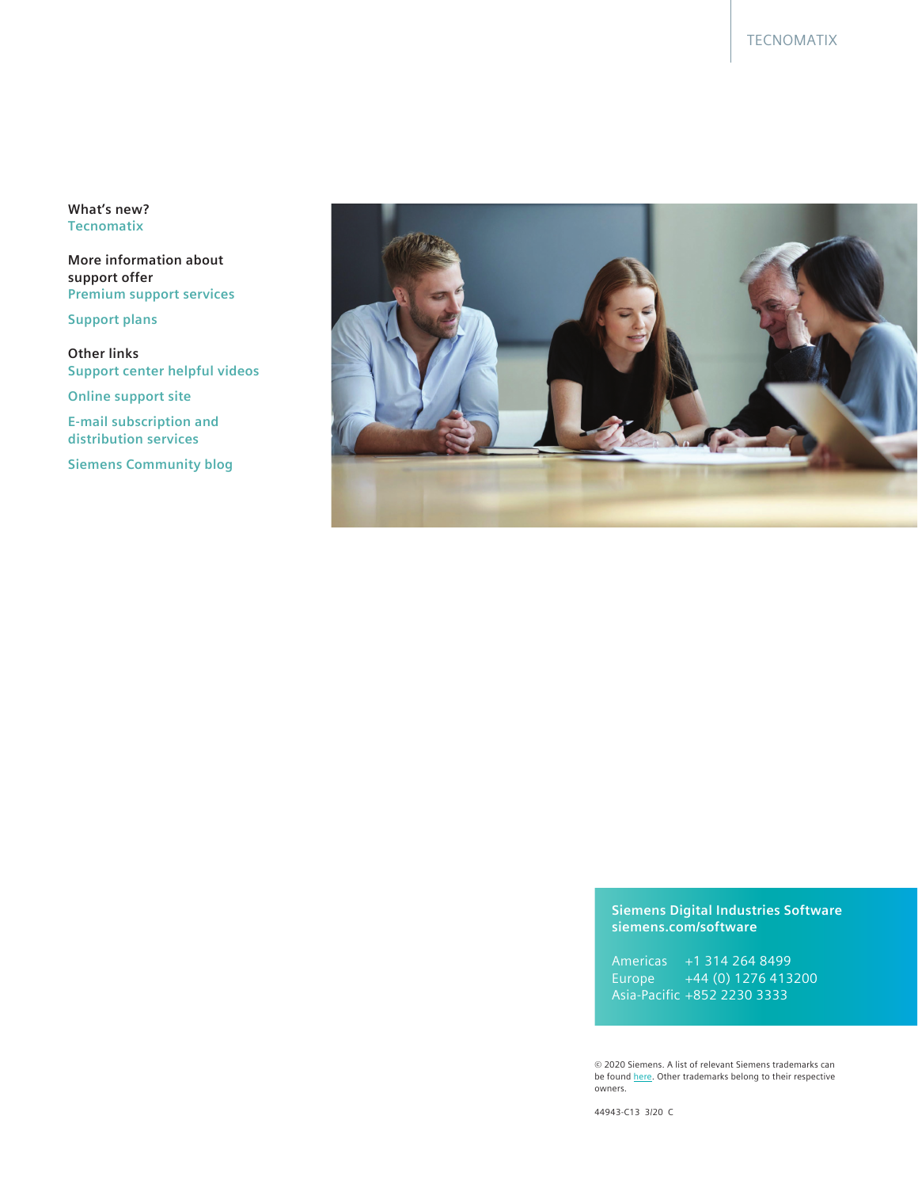**What's new?**
Tecnomatix

**More information about support offer**
Premium support services

Support plans

**Other links**
Support center helpful videos

Online support site

E-mail subscription and distribution services

Siemens Community blog

**Siemens Digital Industries Software**
**siemens.com/software**

Americas +1 314 264 8499
Europe +44 (0) 1276 413200
Asia-Pacific +852 2230 3333

© 2020 Siemens. A list of relevant Siemens trademarks can be found here. Other trademarks belong to their respective owners.

44943-C13 3/20 C